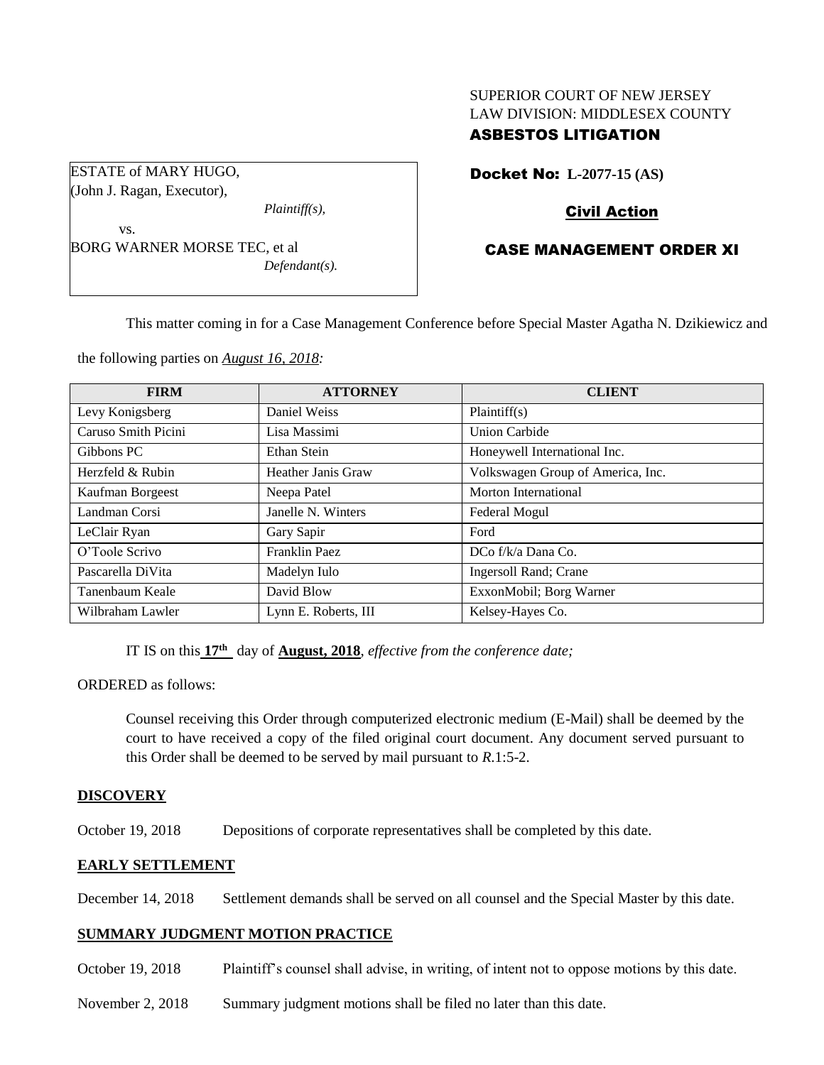SUPERIOR COURT OF NEW JERSEY
LAW DIVISION: MIDDLESEX COUNTY
**ASBESTOS LITIGATION**

ESTATE of MARY HUGO,
(John J. Ragan, Executor),
*Plaintiff(s),*
vs.
BORG WARNER MORSE TEC, et al
*Defendant(s).*

**Docket No: L-2077-15 (AS)**

**Civil Action**

**CASE MANAGEMENT ORDER XI**

This matter coming in for a Case Management Conference before Special Master Agatha N. Dzikiewicz and the following parties on *August 16, 2018:*

| FIRM | ATTORNEY | CLIENT |
|---|---|---|
| Levy Konigsberg | Daniel Weiss | Plaintiff(s) |
| Caruso Smith Picini | Lisa Massimi | Union Carbide |
| Gibbons PC | Ethan Stein | Honeywell International Inc. |
| Herzfeld & Rubin | Heather Janis Graw | Volkswagen Group of America, Inc. |
| Kaufman Borgeest | Neepa Patel | Morton International |
| Landman Corsi | Janelle N. Winters | Federal Mogul |
| LeClair Ryan | Gary Sapir | Ford |
| O'Toole Scrivo | Franklin Paez | DCo f/k/a Dana Co. |
| Pascarella DiVita | Madelyn Iulo | Ingersoll Rand; Crane |
| Tanenbaum Keale | David Blow | ExxonMobil; Borg Warner |
| Wilbraham Lawler | Lynn E. Roberts, III | Kelsey-Hayes Co. |

IT IS on this **17th** day of **August, 2018**, *effective from the conference date;*

ORDERED as follows:

Counsel receiving this Order through computerized electronic medium (E-Mail) shall be deemed by the court to have received a copy of the filed original court document. Any document served pursuant to this Order shall be deemed to be served by mail pursuant to *R*.1:5-2.

**DISCOVERY**

October 19, 2018 Depositions of corporate representatives shall be completed by this date.

**EARLY SETTLEMENT**

December 14, 2018 Settlement demands shall be served on all counsel and the Special Master by this date.

**SUMMARY JUDGMENT MOTION PRACTICE**

October 19, 2018 Plaintiff's counsel shall advise, in writing, of intent not to oppose motions by this date.

November 2, 2018 Summary judgment motions shall be filed no later than this date.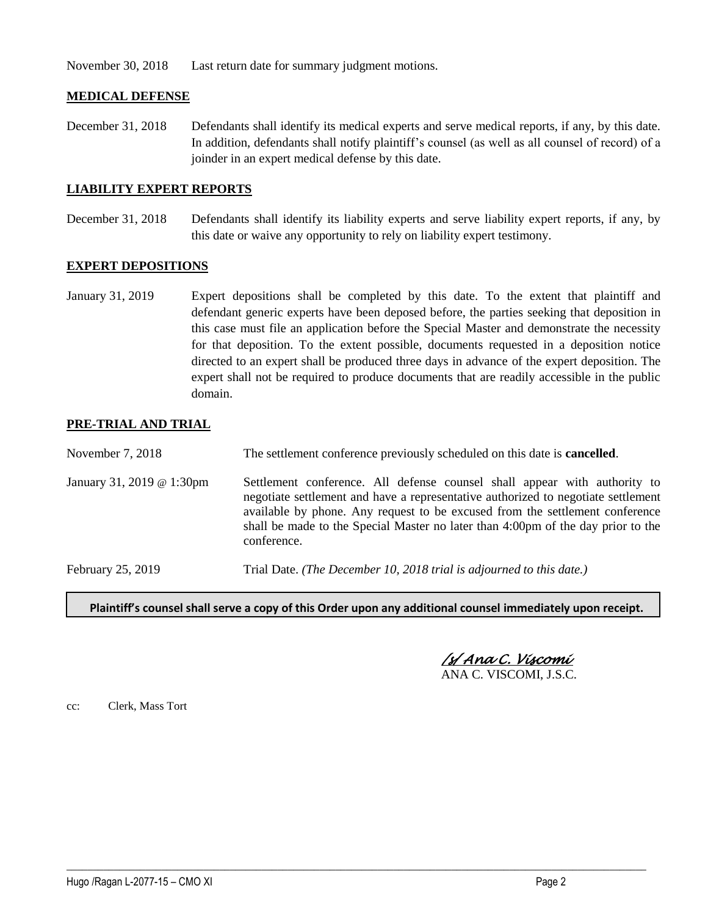November 30, 2018 Last return date for summary judgment motions.

**MEDICAL DEFENSE**

December 31, 2018 Defendants shall identify its medical experts and serve medical reports, if any, by this date. In addition, defendants shall notify plaintiff's counsel (as well as all counsel of record) of a joinder in an expert medical defense by this date.

**LIABILITY EXPERT REPORTS**

December 31, 2018 Defendants shall identify its liability experts and serve liability expert reports, if any, by this date or waive any opportunity to rely on liability expert testimony.

**EXPERT DEPOSITIONS**

January 31, 2019 Expert depositions shall be completed by this date. To the extent that plaintiff and defendant generic experts have been deposed before, the parties seeking that deposition in this case must file an application before the Special Master and demonstrate the necessity for that deposition. To the extent possible, documents requested in a deposition notice directed to an expert shall be produced three days in advance of the expert deposition. The expert shall not be required to produce documents that are readily accessible in the public domain.

**PRE-TRIAL AND TRIAL**

| | |
|---|---|
| November 7, 2018 | The settlement conference previously scheduled on this date is **cancelled**. |
| January 31, 2019 @ 1:30pm | Settlement conference. All defense counsel shall appear with authority to negotiate settlement and have a representative authorized to negotiate settlement available by phone. Any request to be excused from the settlement conference shall be made to the Special Master no later than 4:00pm of the day prior to the conference. |
| February 25, 2019 | Trial Date. *(The December 10, 2018 trial is adjourned to this date.)* |

**Plaintiff's counsel shall serve a copy of this Order upon any additional counsel immediately upon receipt.**

*/s/ Ana C. Viscomi*
ANA C. VISCOMI, J.S.C.

cc: Clerk, Mass Tort